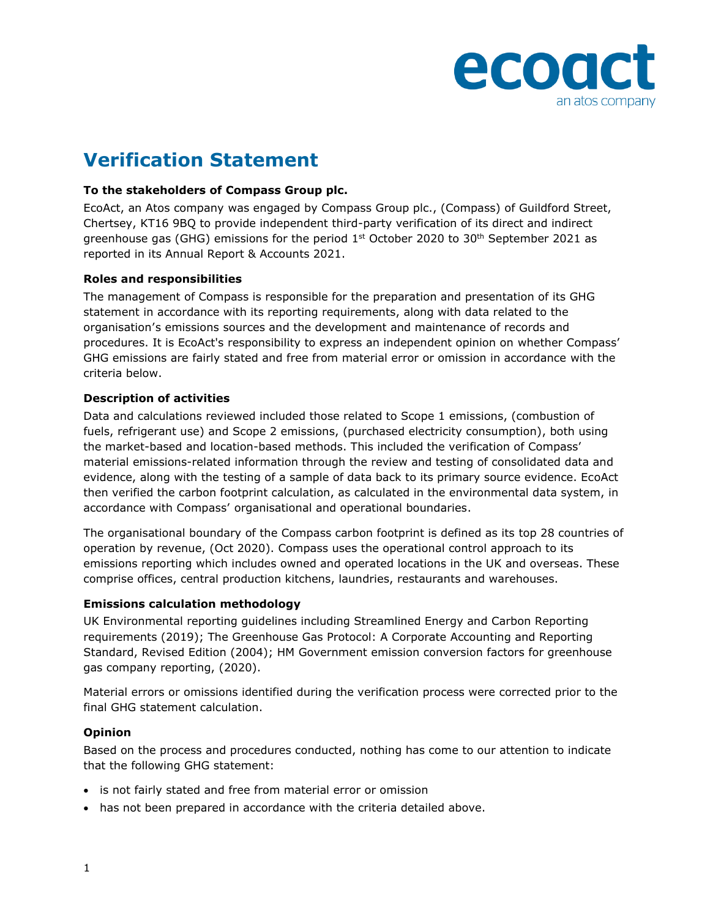# Verification Statement

**To the stakeholders of Compass Group plc.**

EcoAct, an Atos company was engaged by Compass Group plc., (Compass) of Guildford Street, Chertsey, KT16 9BQ to provide independent third-party verification of its direct and indirect greenhouse gas (GHG) emissions for the period 1st October 2020 to 30th September 2021 as reported in its Annual Report & Accounts 2021.

**Roles and responsibilities**

The management of Compass is responsible for the preparation and presentation of its GHG statement in accordance with its reporting requirements, along with data related to the organisation's emissions sources and the development and maintenance of records and procedures. It is EcoAct's responsibility to express an independent opinion on whether Compass' GHG emissions are fairly stated and free from material error or omission in accordance with the criteria below.

**Description of activities**

Data and calculations reviewed included those related to Scope 1 emissions, (combustion of fuels, refrigerant use) and Scope 2 emissions, (purchased electricity consumption), both using the market-based and location-based methods. This included the verification of Compass' material emissions-related information through the review and testing of consolidated data and evidence, along with the testing of a sample of data back to its primary source evidence. EcoAct then verified the carbon footprint calculation, as calculated in the environmental data system, in accordance with Compass' organisational and operational boundaries.

The organisational boundary of the Compass carbon footprint is defined as its top 28 countries of operation by revenue, (Oct 2020). Compass uses the operational control approach to its emissions reporting which includes owned and operated locations in the UK and overseas. These comprise offices, central production kitchens, laundries, restaurants and warehouses.

**Emissions calculation methodology**

UK Environmental reporting guidelines including Streamlined Energy and Carbon Reporting requirements (2019); The Greenhouse Gas Protocol: A Corporate Accounting and Reporting Standard, Revised Edition (2004); HM Government emission conversion factors for greenhouse gas company reporting, (2020).

Material errors or omissions identified during the verification process were corrected prior to the final GHG statement calculation.

**Opinion**

Based on the process and procedures conducted, nothing has come to our attention to indicate that the following GHG statement:

- is not fairly stated and free from material error or omission
- has not been prepared in accordance with the criteria detailed above.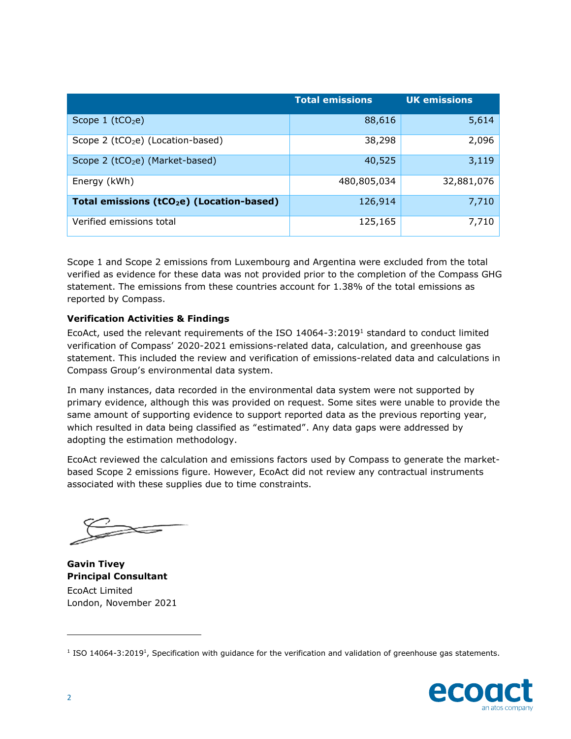| | Total emissions | UK emissions |
|---|---|---|
| Scope 1 ($tCO_2e$) | 88,616 | 5,614 |
| Scope 2 ($tCO_2e$) (Location-based) | 38,298 | 2,096 |
| Scope 2 ($tCO_2e$) (Market-based) | 40,525 | 3,119 |
| Energy (kWh) | 480,805,034 | 32,881,076 |
| **Total emissions ($tCO_2e$) (Location-based)** | 126,914 | 7,710 |
| Verified emissions total | 125,165 | 7,710 |

Scope 1 and Scope 2 emissions from Luxembourg and Argentina were excluded from the total verified as evidence for these data was not provided prior to the completion of the Compass GHG statement. The emissions from these countries account for 1.38% of the total emissions as reported by Compass.

**Verification Activities & Findings**

EcoAct, used the relevant requirements of the ISO 14064-3:2019[1] standard to conduct limited verification of Compass' 2020-2021 emissions-related data, calculation, and greenhouse gas statement. This included the review and verification of emissions-related data and calculations in Compass Group's environmental data system.

In many instances, data recorded in the environmental data system were not supported by primary evidence, although this was provided on request. Some sites were unable to provide the same amount of supporting evidence to support reported data as the previous reporting year, which resulted in data being classified as "estimated". Any data gaps were addressed by adopting the estimation methodology.

EcoAct reviewed the calculation and emissions factors used by Compass to generate the market-based Scope 2 emissions figure. However, EcoAct did not review any contractual instruments associated with these supplies due to time constraints.

**Gavin Tivey**
**Principal Consultant**
EcoAct Limited
London, November 2021

[1] ISO 14064-3:2019[1], Specification with guidance for the verification and validation of greenhouse gas statements.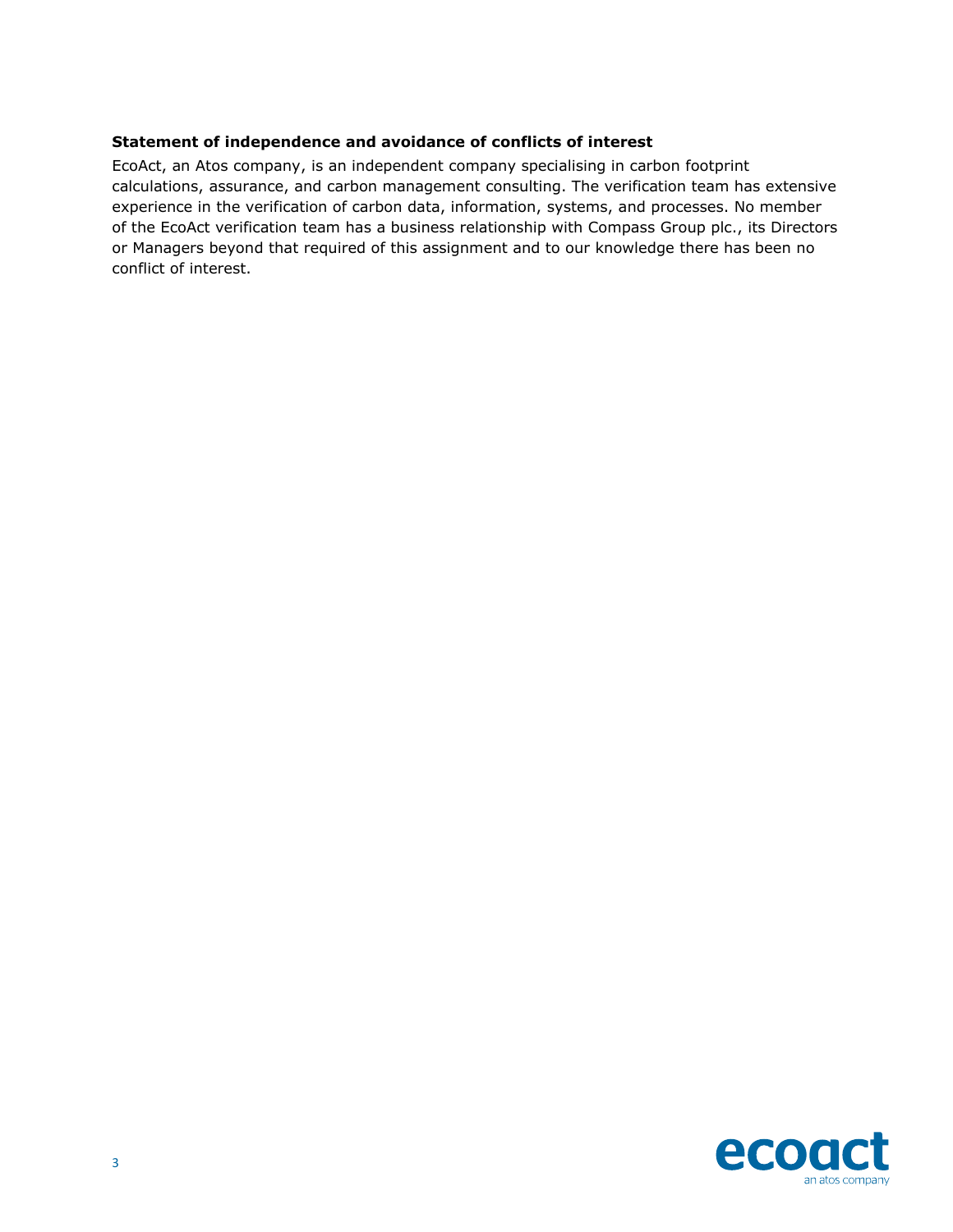**Statement of independence and avoidance of conflicts of interest**

EcoAct, an Atos company, is an independent company specialising in carbon footprint calculations, assurance, and carbon management consulting. The verification team has extensive experience in the verification of carbon data, information, systems, and processes. No member of the EcoAct verification team has a business relationship with Compass Group plc., its Directors or Managers beyond that required of this assignment and to our knowledge there has been no conflict of interest.